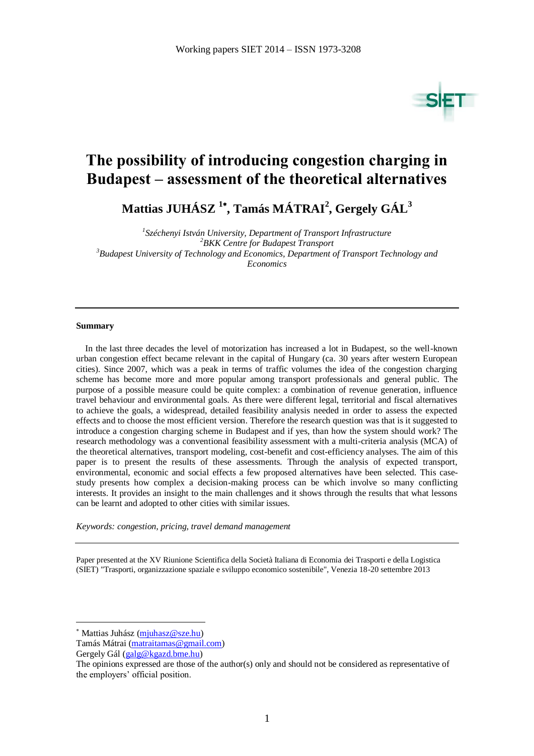# The possibility of introducing congestion charging in Budapest – assessment of the theoretical alternatives

**Mattias JUHÁSZ [1*], Tamás MÁTRAI[2], Gergely GÁL[3]**

*[1]Széchenyi István University, Department of Transport Infrastructure*
*[2]BKK Centre for Budapest Transport*
*[3]Budapest University of Technology and Economics, Department of Transport Technology and Economics*

---

**Summary**

In the last three decades the level of motorization has increased a lot in Budapest, so the well-known urban congestion effect became relevant in the capital of Hungary (ca. 30 years after western European cities). Since 2007, which was a peak in terms of traffic volumes the idea of the congestion charging scheme has become more and more popular among transport professionals and general public. The purpose of a possible measure could be quite complex: a combination of revenue generation, influence travel behaviour and environmental goals. As there were different legal, territorial and fiscal alternatives to achieve the goals, a widespread, detailed feasibility analysis needed in order to assess the expected effects and to choose the most efficient version. Therefore the research question was that is it suggested to introduce a congestion charging scheme in Budapest and if yes, than how the system should work? The research methodology was a conventional feasibility assessment with a multi-criteria analysis (MCA) of the theoretical alternatives, transport modeling, cost-benefit and cost-efficiency analyses. The aim of this paper is to present the results of these assessments. Through the analysis of expected transport, environmental, economic and social effects a few proposed alternatives have been selected. This case-study presents how complex a decision-making process can be which involve so many conflicting interests. It provides an insight to the main challenges and it shows through the results that what lessons can be learnt and adopted to other cities with similar issues.

*Keywords: congestion, pricing, travel demand management*

---

Paper presented at the XV Riunione Scientifica della Società Italiana di Economia dei Trasporti e della Logistica (SIET) "Trasporti, organizzazione spaziale e sviluppo economico sostenibile", Venezia 18-20 settembre 2013

[*] Mattias Juhász (mjuhasz@sze.hu)
Tamás Mátrai (matraitamas@gmail.com)
Gergely Gál (galg@kgazd.bme.hu)
The opinions expressed are those of the author(s) only and should not be considered as representative of the employers' official position.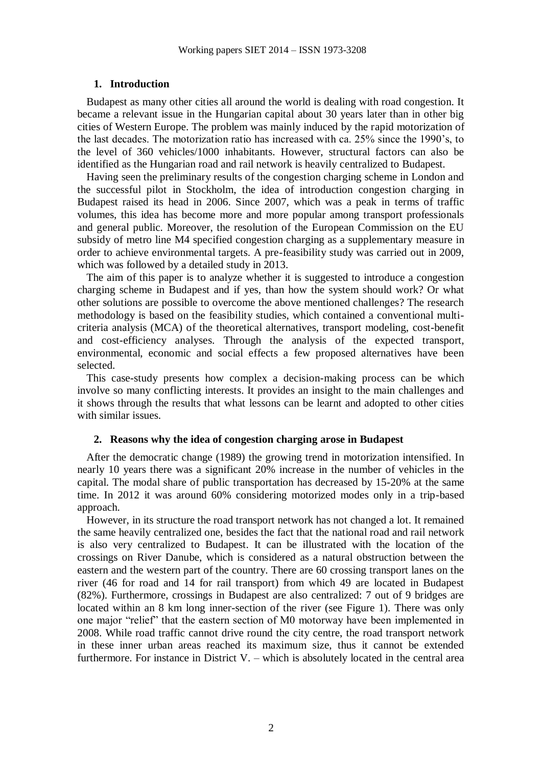## 1. Introduction

Budapest as many other cities all around the world is dealing with road congestion. It became a relevant issue in the Hungarian capital about 30 years later than in other big cities of Western Europe. The problem was mainly induced by the rapid motorization of the last decades. The motorization ratio has increased with ca. 25% since the 1990's, to the level of 360 vehicles/1000 inhabitants. However, structural factors can also be identified as the Hungarian road and rail network is heavily centralized to Budapest.

Having seen the preliminary results of the congestion charging scheme in London and the successful pilot in Stockholm, the idea of introduction congestion charging in Budapest raised its head in 2006. Since 2007, which was a peak in terms of traffic volumes, this idea has become more and more popular among transport professionals and general public. Moreover, the resolution of the European Commission on the EU subsidy of metro line M4 specified congestion charging as a supplementary measure in order to achieve environmental targets. A pre-feasibility study was carried out in 2009, which was followed by a detailed study in 2013.

The aim of this paper is to analyze whether it is suggested to introduce a congestion charging scheme in Budapest and if yes, than how the system should work? Or what other solutions are possible to overcome the above mentioned challenges? The research methodology is based on the feasibility studies, which contained a conventional multi-criteria analysis (MCA) of the theoretical alternatives, transport modeling, cost-benefit and cost-efficiency analyses. Through the analysis of the expected transport, environmental, economic and social effects a few proposed alternatives have been selected.

This case-study presents how complex a decision-making process can be which involve so many conflicting interests. It provides an insight to the main challenges and it shows through the results that what lessons can be learnt and adopted to other cities with similar issues.

## 2. Reasons why the idea of congestion charging arose in Budapest

After the democratic change (1989) the growing trend in motorization intensified. In nearly 10 years there was a significant 20% increase in the number of vehicles in the capital. The modal share of public transportation has decreased by 15-20% at the same time. In 2012 it was around 60% considering motorized modes only in a trip-based approach.

However, in its structure the road transport network has not changed a lot. It remained the same heavily centralized one, besides the fact that the national road and rail network is also very centralized to Budapest. It can be illustrated with the location of the crossings on River Danube, which is considered as a natural obstruction between the eastern and the western part of the country. There are 60 crossing transport lanes on the river (46 for road and 14 for rail transport) from which 49 are located in Budapest (82%). Furthermore, crossings in Budapest are also centralized: 7 out of 9 bridges are located within an 8 km long inner-section of the river (see Figure 1). There was only one major "relief" that the eastern section of M0 motorway have been implemented in 2008. While road traffic cannot drive round the city centre, the road transport network in these inner urban areas reached its maximum size, thus it cannot be extended furthermore. For instance in District V. – which is absolutely located in the central area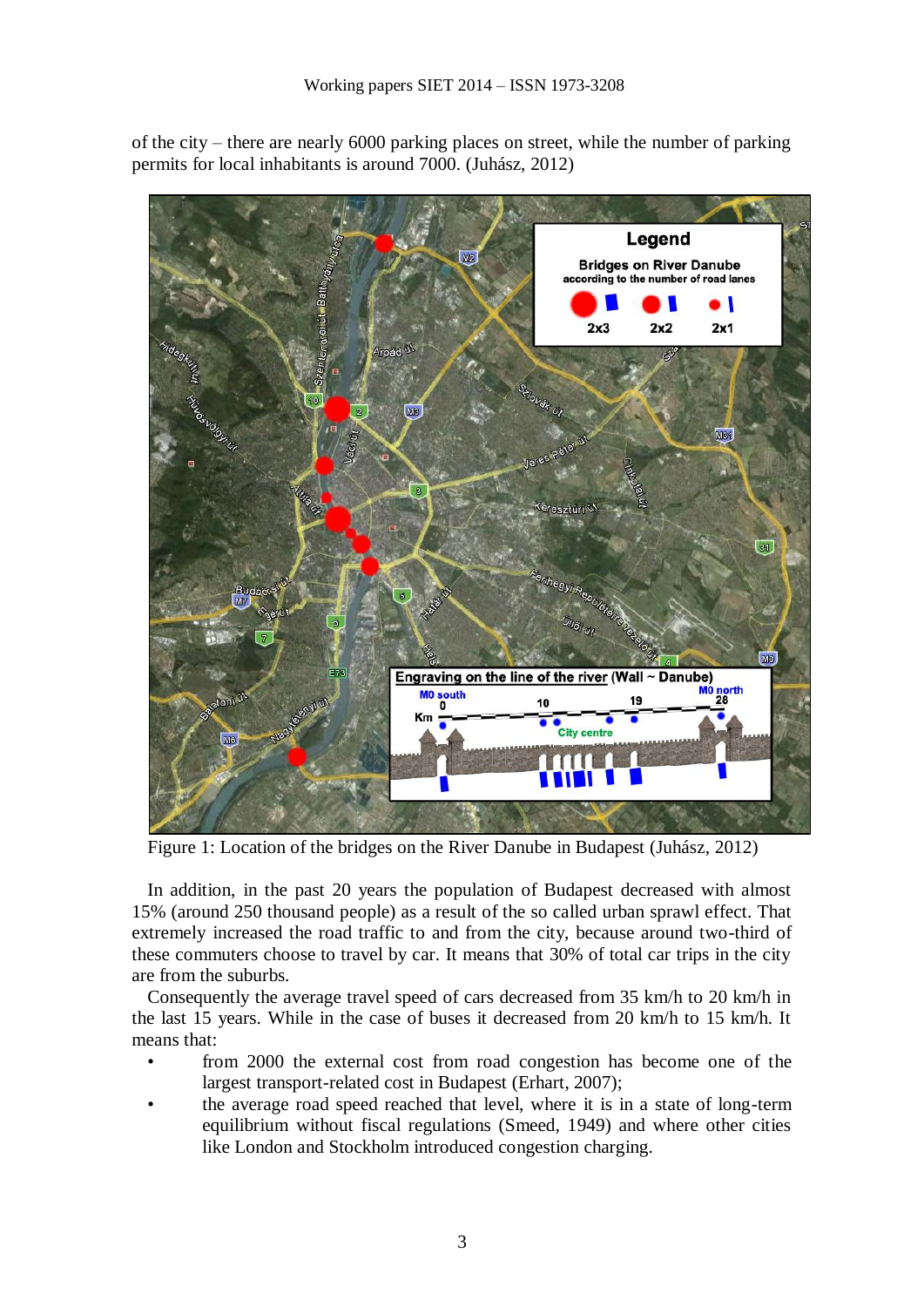of the city – there are nearly 6000 parking places on street, while the number of parking permits for local inhabitants is around 7000. (Juhász, 2012)

Figure 1: Location of the bridges on the River Danube in Budapest (Juhász, 2012)

In addition, in the past 20 years the population of Budapest decreased with almost 15% (around 250 thousand people) as a result of the so called urban sprawl effect. That extremely increased the road traffic to and from the city, because around two-third of these commuters choose to travel by car. It means that 30% of total car trips in the city are from the suburbs.

Consequently the average travel speed of cars decreased from 35 km/h to 20 km/h in the last 15 years. While in the case of buses it decreased from 20 km/h to 15 km/h. It means that:

- from 2000 the external cost from road congestion has become one of the largest transport-related cost in Budapest (Erhart, 2007);
- the average road speed reached that level, where it is in a state of long-term equilibrium without fiscal regulations (Smeed, 1949) and where other cities like London and Stockholm introduced congestion charging.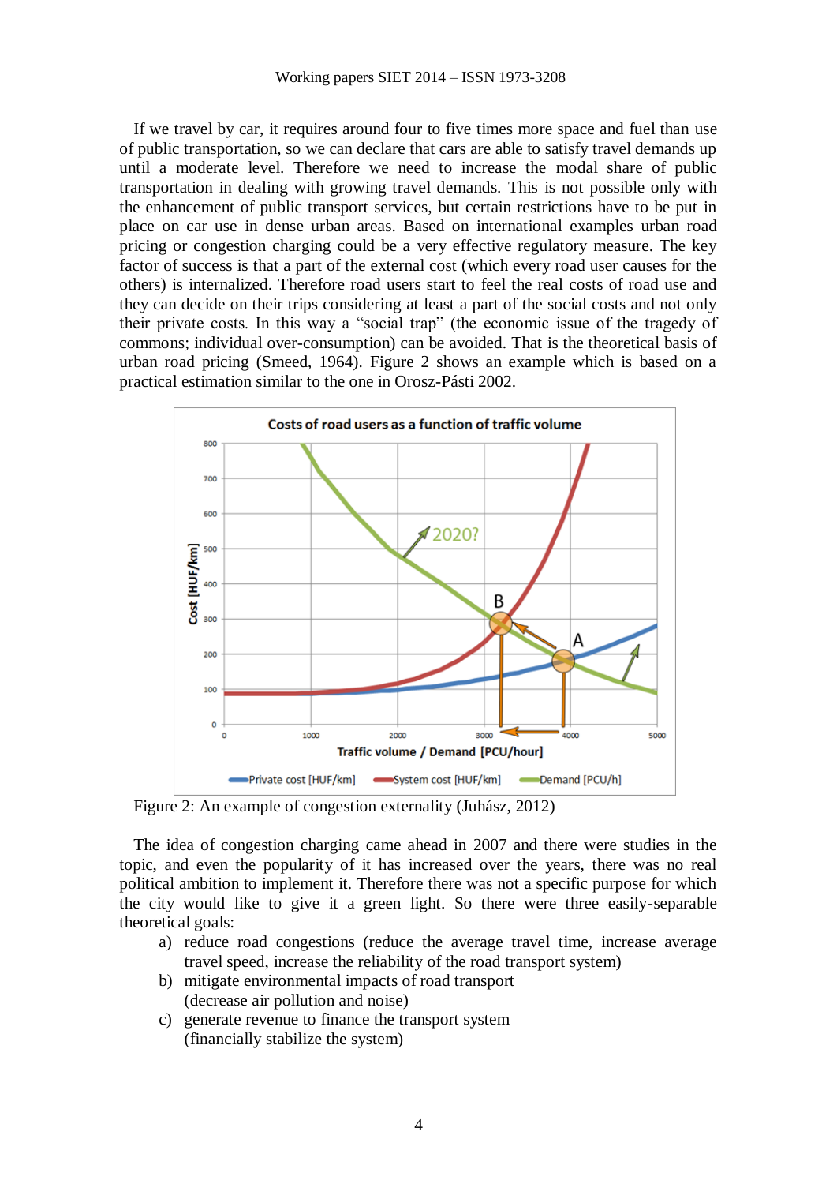If we travel by car, it requires around four to five times more space and fuel than use of public transportation, so we can declare that cars are able to satisfy travel demands up until a moderate level. Therefore we need to increase the modal share of public transportation in dealing with growing travel demands. This is not possible only with the enhancement of public transport services, but certain restrictions have to be put in place on car use in dense urban areas. Based on international examples urban road pricing or congestion charging could be a very effective regulatory measure. The key factor of success is that a part of the external cost (which every road user causes for the others) is internalized. Therefore road users start to feel the real costs of road use and they can decide on their trips considering at least a part of the social costs and not only their private costs. In this way a "social trap" (the economic issue of the tragedy of commons; individual over-consumption) can be avoided. That is the theoretical basis of urban road pricing (Smeed, 1964). Figure 2 shows an example which is based on a practical estimation similar to the one in Orosz-Pásti 2002.

Costs of road users as a function of traffic volume

Cost [HUF/km]

800
700
600
500
400
300
200
100
0

0
1000
2000
3000
4000
5000

Traffic volume / Demand [PCU/hour]

2020?

B

A

Private cost [HUF/km]
System cost [HUF/km]
Demand [PCU/h]

Figure 2: An example of congestion externality (Juhász, 2012)

The idea of congestion charging came ahead in 2007 and there were studies in the topic, and even the popularity of it has increased over the years, there was no real political ambition to implement it. Therefore there was not a specific purpose for which the city would like to give it a green light. So there were three easily-separable theoretical goals:

a) reduce road congestions (reduce the average travel time, increase average travel speed, increase the reliability of the road transport system)
b) mitigate environmental impacts of road transport (decrease air pollution and noise)
c) generate revenue to finance the transport system (financially stabilize the system)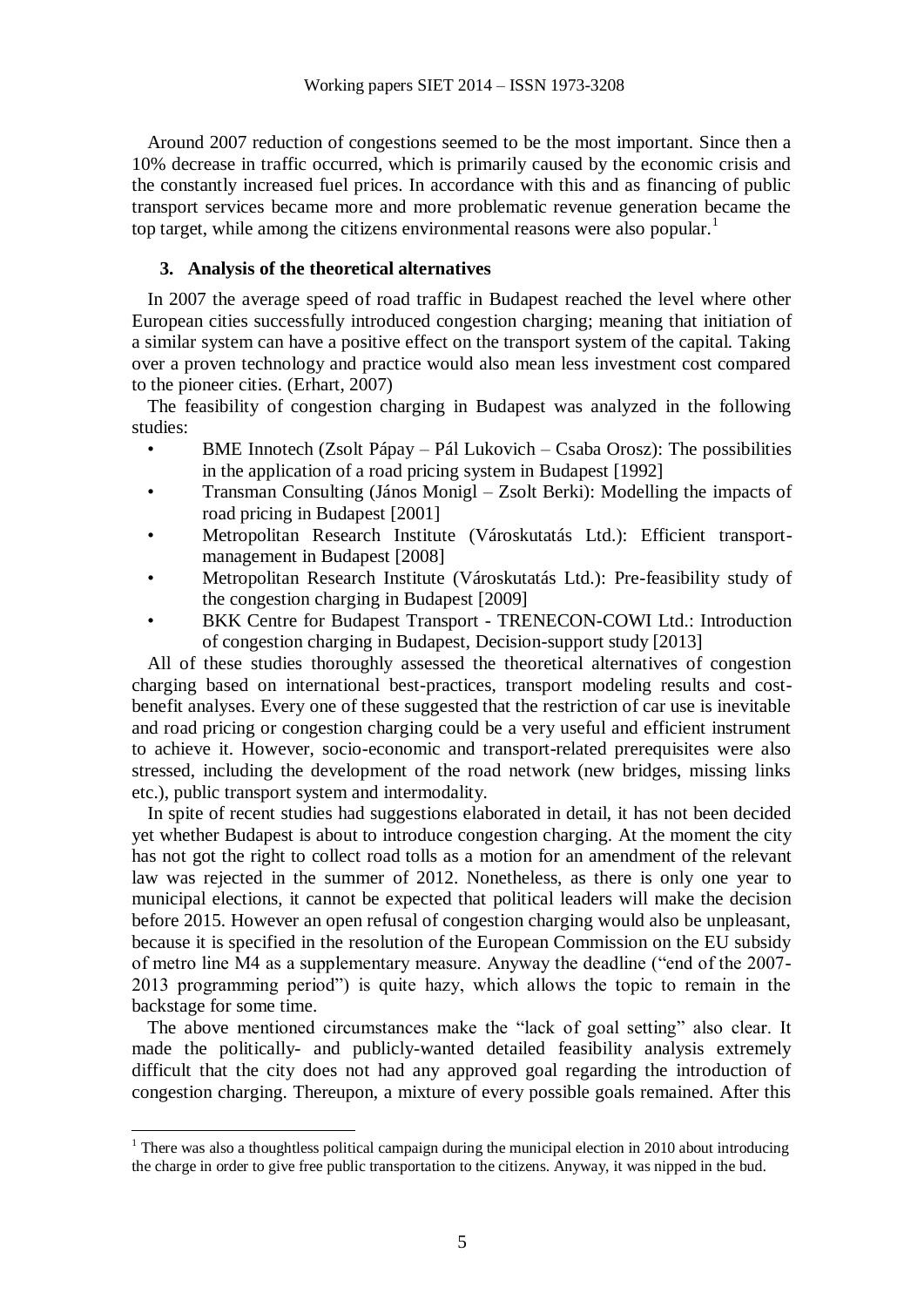Around 2007 reduction of congestions seemed to be the most important. Since then a 10% decrease in traffic occurred, which is primarily caused by the economic crisis and the constantly increased fuel prices. In accordance with this and as financing of public transport services became more and more problematic revenue generation became the top target, while among the citizens environmental reasons were also popular.[1]

## 3. Analysis of the theoretical alternatives

In 2007 the average speed of road traffic in Budapest reached the level where other European cities successfully introduced congestion charging; meaning that initiation of a similar system can have a positive effect on the transport system of the capital. Taking over a proven technology and practice would also mean less investment cost compared to the pioneer cities. (Erhart, 2007)

The feasibility of congestion charging in Budapest was analyzed in the following studies:

- BME Innotech (Zsolt Pápay – Pál Lukovich – Csaba Orosz): The possibilities in the application of a road pricing system in Budapest [1992]
- Transman Consulting (János Monigl – Zsolt Berki): Modelling the impacts of road pricing in Budapest [2001]
- Metropolitan Research Institute (Városkutatás Ltd.): Efficient transport-management in Budapest [2008]
- Metropolitan Research Institute (Városkutatás Ltd.): Pre-feasibility study of the congestion charging in Budapest [2009]
- BKK Centre for Budapest Transport - TRENECON-COWI Ltd.: Introduction of congestion charging in Budapest, Decision-support study [2013]

All of these studies thoroughly assessed the theoretical alternatives of congestion charging based on international best-practices, transport modeling results and cost-benefit analyses. Every one of these suggested that the restriction of car use is inevitable and road pricing or congestion charging could be a very useful and efficient instrument to achieve it. However, socio-economic and transport-related prerequisites were also stressed, including the development of the road network (new bridges, missing links etc.), public transport system and intermodality.

In spite of recent studies had suggestions elaborated in detail, it has not been decided yet whether Budapest is about to introduce congestion charging. At the moment the city has not got the right to collect road tolls as a motion for an amendment of the relevant law was rejected in the summer of 2012. Nonetheless, as there is only one year to municipal elections, it cannot be expected that political leaders will make the decision before 2015. However an open refusal of congestion charging would also be unpleasant, because it is specified in the resolution of the European Commission on the EU subsidy of metro line M4 as a supplementary measure. Anyway the deadline ("end of the 2007-2013 programming period") is quite hazy, which allows the topic to remain in the backstage for some time.

The above mentioned circumstances make the "lack of goal setting" also clear. It made the politically- and publicly-wanted detailed feasibility analysis extremely difficult that the city does not had any approved goal regarding the introduction of congestion charging. Thereupon, a mixture of every possible goals remained. After this

[1] There was also a thoughtless political campaign during the municipal election in 2010 about introducing the charge in order to give free public transportation to the citizens. Anyway, it was nipped in the bud.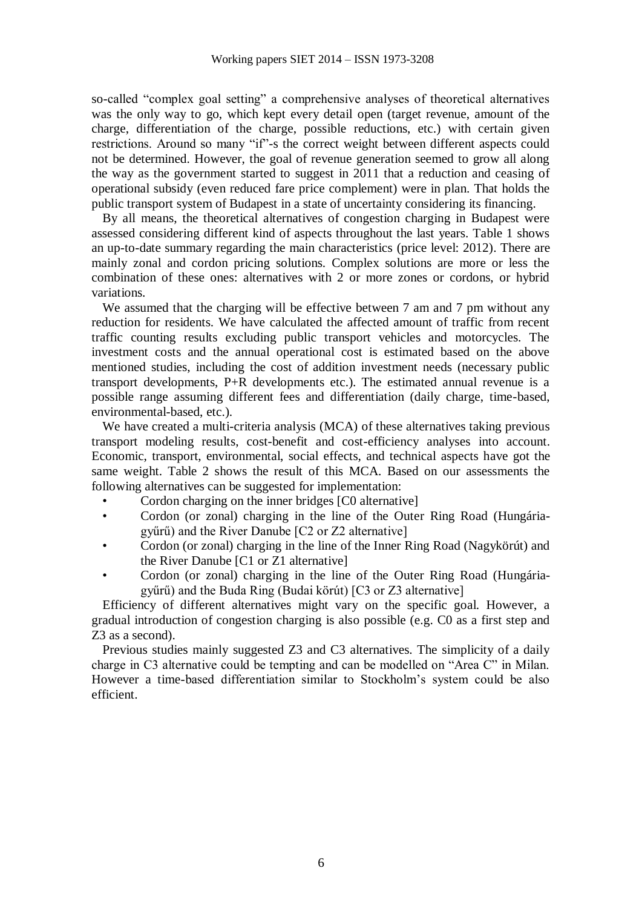so-called "complex goal setting" a comprehensive analyses of theoretical alternatives was the only way to go, which kept every detail open (target revenue, amount of the charge, differentiation of the charge, possible reductions, etc.) with certain given restrictions. Around so many "if"-s the correct weight between different aspects could not be determined. However, the goal of revenue generation seemed to grow all along the way as the government started to suggest in 2011 that a reduction and ceasing of operational subsidy (even reduced fare price complement) were in plan. That holds the public transport system of Budapest in a state of uncertainty considering its financing.

By all means, the theoretical alternatives of congestion charging in Budapest were assessed considering different kind of aspects throughout the last years. Table 1 shows an up-to-date summary regarding the main characteristics (price level: 2012). There are mainly zonal and cordon pricing solutions. Complex solutions are more or less the combination of these ones: alternatives with 2 or more zones or cordons, or hybrid variations.

We assumed that the charging will be effective between 7 am and 7 pm without any reduction for residents. We have calculated the affected amount of traffic from recent traffic counting results excluding public transport vehicles and motorcycles. The investment costs and the annual operational cost is estimated based on the above mentioned studies, including the cost of addition investment needs (necessary public transport developments, P+R developments etc.). The estimated annual revenue is a possible range assuming different fees and differentiation (daily charge, time-based, environmental-based, etc.).

We have created a multi-criteria analysis (MCA) of these alternatives taking previous transport modeling results, cost-benefit and cost-efficiency analyses into account. Economic, transport, environmental, social effects, and technical aspects have got the same weight. Table 2 shows the result of this MCA. Based on our assessments the following alternatives can be suggested for implementation:

- Cordon charging on the inner bridges [C0 alternative]
- Cordon (or zonal) charging in the line of the Outer Ring Road (Hungária-gyűrű) and the River Danube [C2 or Z2 alternative]
- Cordon (or zonal) charging in the line of the Inner Ring Road (Nagykörút) and the River Danube [C1 or Z1 alternative]
- Cordon (or zonal) charging in the line of the Outer Ring Road (Hungária-gyűrű) and the Buda Ring (Budai körút) [C3 or Z3 alternative]

Efficiency of different alternatives might vary on the specific goal. However, a gradual introduction of congestion charging is also possible (e.g. C0 as a first step and Z3 as a second).

Previous studies mainly suggested Z3 and C3 alternatives. The simplicity of a daily charge in C3 alternative could be tempting and can be modelled on "Area C" in Milan. However a time-based differentiation similar to Stockholm's system could be also efficient.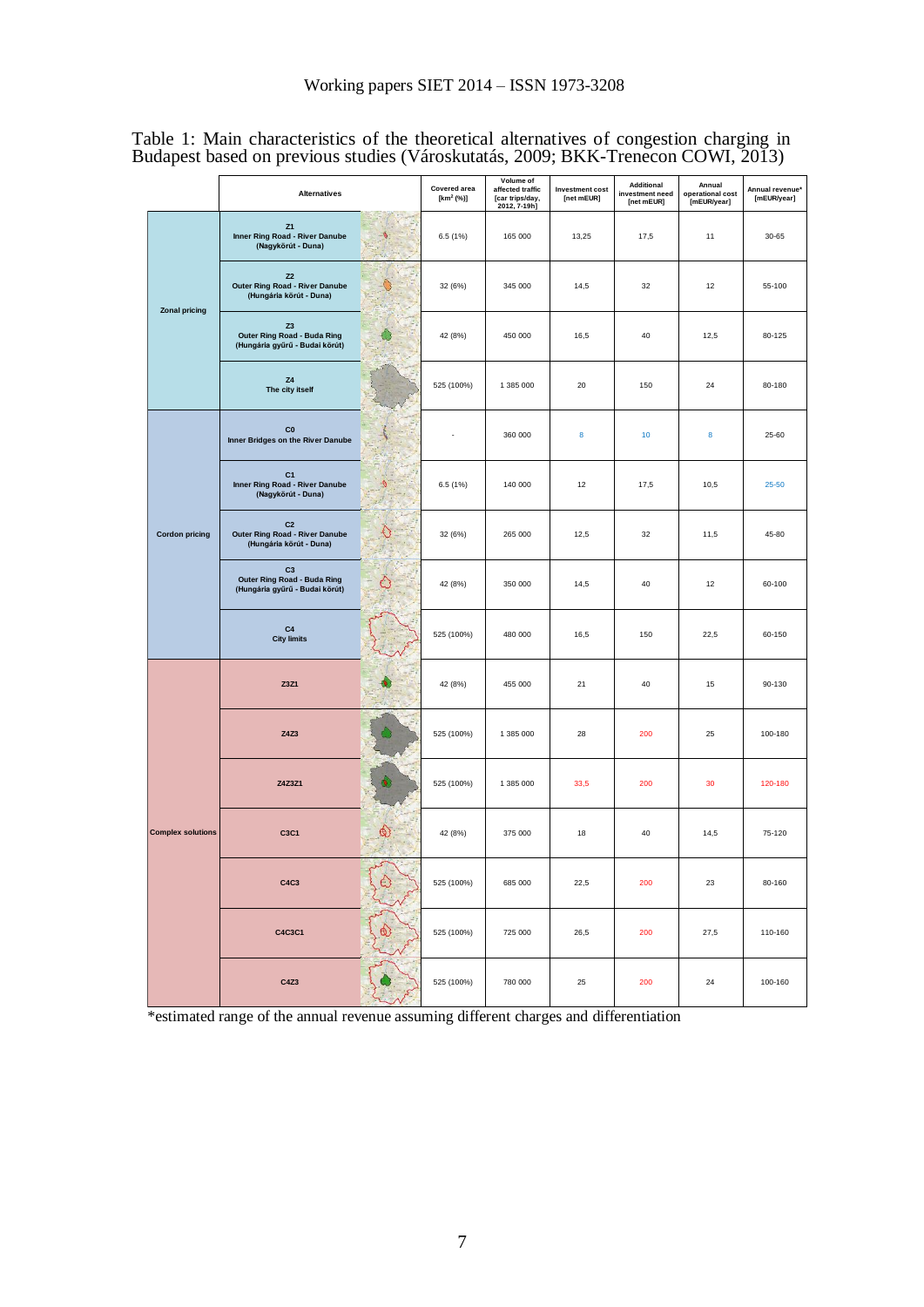Table 1: Main characteristics of the theoretical alternatives of congestion charging in Budapest based on previous studies (Városkutatás, 2009; BKK-Trenecon COWI, 2013)

| | Alternatives | | Covered area [km$^2$ (%)] | Volume of affected traffic [car trips/day, 2012, 7-19h] | Investment cost [net mEUR] | Additional investment need [net mEUR] | Annual operational cost [mEUR/year] | Annual revenue* [mEUR/year] |
|---|---|---|---|---|---|---|---|---|
| Zonal pricing | Z1 Inner Ring Road - River Danube (Nagykörút - Duna) | | 6.5 (1%) | 165 000 | 13,25 | 17,5 | 11 | 30-65 |
| | Z2 Outer Ring Road - River Danube (Hungária körút - Duna) | | 32 (6%) | 345 000 | 14,5 | 32 | 12 | 55-100 |
| | Z3 Outer Ring Road - Buda Ring (Hungária gyűrű - Budai körút) | | 42 (8%) | 450 000 | 16,5 | 40 | 12,5 | 80-125 |
| | Z4 The city itself | | 525 (100%) | 1 385 000 | 20 | 150 | 24 | 80-180 |
| Cordon pricing | C0 Inner Bridges on the River Danube | | - | 360 000 | 8 | 10 | 8 | 25-60 |
| | C1 Inner Ring Road - River Danube (Nagykörút - Duna) | | 6.5 (1%) | 140 000 | 12 | 17,5 | 10,5 | 25-50 |
| | C2 Outer Ring Road - River Danube (Hungária körút - Duna) | | 32 (6%) | 265 000 | 12,5 | 32 | 11,5 | 45-80 |
| | C3 Outer Ring Road - Buda Ring (Hungária gyűrű - Budai körút) | | 42 (8%) | 350 000 | 14,5 | 40 | 12 | 60-100 |
| | C4 City limits | | 525 (100%) | 480 000 | 16,5 | 150 | 22,5 | 60-150 |
| Complex solutions | Z3Z1 | | 42 (8%) | 455 000 | 21 | 40 | 15 | 90-130 |
| | Z4Z3 | | 525 (100%) | 1 385 000 | 28 | 200 | 25 | 100-180 |
| | Z4Z3Z1 | | 525 (100%) | 1 385 000 | 33,5 | 200 | 30 | 120-180 |
| | C3C1 | | 42 (8%) | 375 000 | 18 | 40 | 14,5 | 75-120 |
| | C4C3 | | 525 (100%) | 685 000 | 22,5 | 200 | 23 | 80-160 |
| | C4C3C1 | | 525 (100%) | 725 000 | 26,5 | 200 | 27,5 | 110-160 |
| | C4Z3 | | 525 (100%) | 780 000 | 25 | 200 | 24 | 100-160 |

*estimated range of the annual revenue assuming different charges and differentiation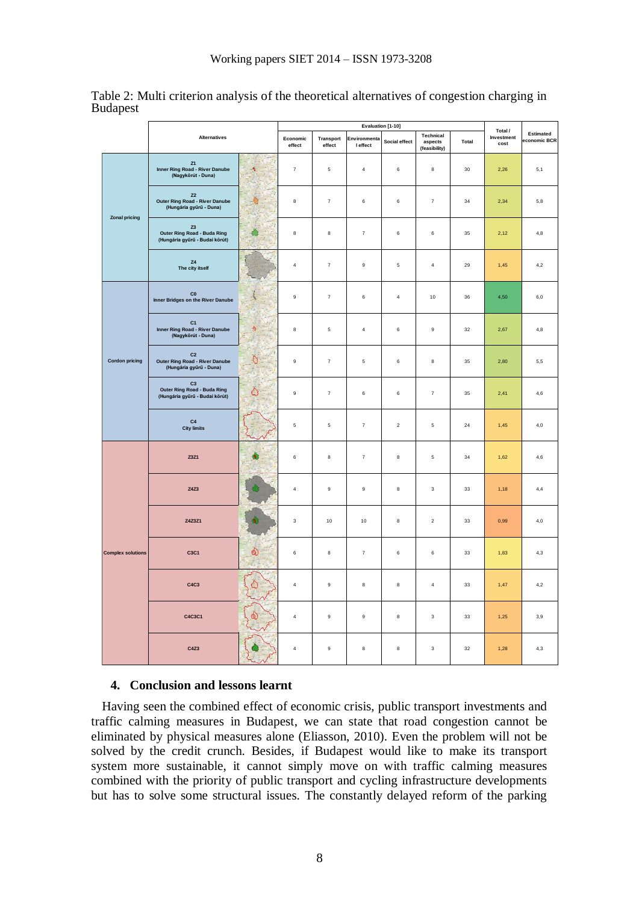Table 2: Multi criterion analysis of the theoretical alternatives of congestion charging in Budapest

| | Alternatives | | Evaluation [1-10] | | | | | | Total / Investment cost | Estimated economic BCR |
|---|---|---|---|---|---|---|---|---|---|---|
| | | | Economic effect | Transport effect | Environmental effect | Social effect | Technical aspects (feasibility) | Total | | |
| Zonal pricing | Z1 Inner Ring Road - River Danube (Nagykörút - Duna) | | 7 | 5 | 4 | 6 | 8 | 30 | 2,26 | 5,1 |
| | Z2 Outer Ring Road - River Danube (Hungária gyűrű - Duna) | | 8 | 7 | 6 | 6 | 7 | 34 | 2,34 | 5,8 |
| | Z3 Outer Ring Road - Buda Ring (Hungária gyűrű - Budai körút) | | 8 | 8 | 7 | 6 | 6 | 35 | 2,12 | 4,8 |
| | Z4 The city itself | | 4 | 7 | 9 | 5 | 4 | 29 | 1,45 | 4,2 |
| Cordon pricing | C0 Inner Bridges on the River Danube | | 9 | 7 | 6 | 4 | 10 | 36 | 4,50 | 6,0 |
| | C1 Inner Ring Road - River Danube (Nagykörút - Duna) | | 8 | 5 | 4 | 6 | 9 | 32 | 2,67 | 4,8 |
| | C2 Outer Ring Road - River Danube (Hungária gyűrű - Duna) | | 9 | 7 | 5 | 6 | 8 | 35 | 2,80 | 5,5 |
| | C3 Outer Ring Road - Buda Ring (Hungária gyűrű - Budai körút) | | 9 | 7 | 6 | 6 | 7 | 35 | 2,41 | 4,6 |
| | C4 City limits | | 5 | 5 | 7 | 2 | 5 | 24 | 1,45 | 4,0 |
| Complex solutions | Z3Z1 | | 6 | 8 | 7 | 8 | 5 | 34 | 1,62 | 4,6 |
| | Z4Z3 | | 4 | 9 | 9 | 8 | 3 | 33 | 1,18 | 4,4 |
| | Z4Z3Z1 | | 3 | 10 | 10 | 8 | 2 | 33 | 0,99 | 4,0 |
| | C3C1 | | 6 | 8 | 7 | 6 | 6 | 33 | 1,83 | 4,3 |
| | C4C3 | | 4 | 9 | 8 | 8 | 4 | 33 | 1,47 | 4,2 |
| | C4C3C1 | | 4 | 9 | 9 | 8 | 3 | 33 | 1,25 | 3,9 |
| | C4Z3 | | 4 | 9 | 8 | 8 | 3 | 32 | 1,28 | 4,3 |

## 4. Conclusion and lessons learnt

Having seen the combined effect of economic crisis, public transport investments and traffic calming measures in Budapest, we can state that road congestion cannot be eliminated by physical measures alone (Eliasson, 2010). Even the problem will not be solved by the credit crunch. Besides, if Budapest would like to make its transport system more sustainable, it cannot simply move on with traffic calming measures combined with the priority of public transport and cycling infrastructure developments but has to solve some structural issues. The constantly delayed reform of the parking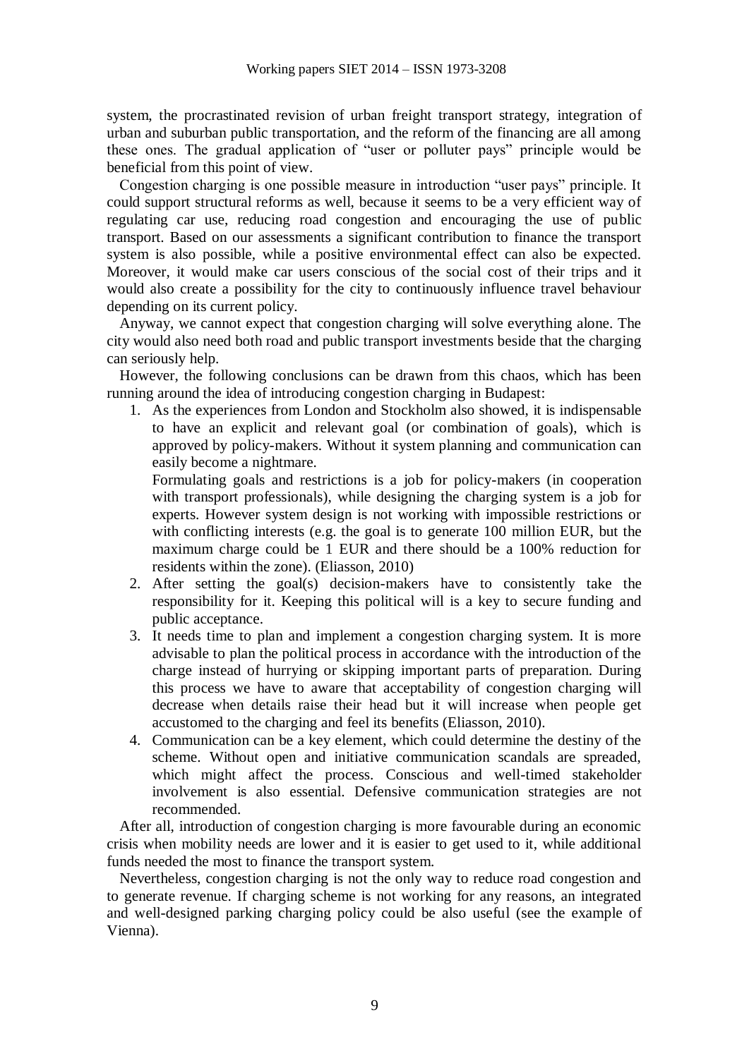system, the procrastinated revision of urban freight transport strategy, integration of urban and suburban public transportation, and the reform of the financing are all among these ones. The gradual application of "user or polluter pays" principle would be beneficial from this point of view.

Congestion charging is one possible measure in introduction "user pays" principle. It could support structural reforms as well, because it seems to be a very efficient way of regulating car use, reducing road congestion and encouraging the use of public transport. Based on our assessments a significant contribution to finance the transport system is also possible, while a positive environmental effect can also be expected. Moreover, it would make car users conscious of the social cost of their trips and it would also create a possibility for the city to continuously influence travel behaviour depending on its current policy.

Anyway, we cannot expect that congestion charging will solve everything alone. The city would also need both road and public transport investments beside that the charging can seriously help.

However, the following conclusions can be drawn from this chaos, which has been running around the idea of introducing congestion charging in Budapest:

1. As the experiences from London and Stockholm also showed, it is indispensable to have an explicit and relevant goal (or combination of goals), which is approved by policy-makers. Without it system planning and communication can easily become a nightmare.

   Formulating goals and restrictions is a job for policy-makers (in cooperation with transport professionals), while designing the charging system is a job for experts. However system design is not working with impossible restrictions or with conflicting interests (e.g. the goal is to generate 100 million EUR, but the maximum charge could be 1 EUR and there should be a 100% reduction for residents within the zone). (Eliasson, 2010)
2. After setting the goal(s) decision-makers have to consistently take the responsibility for it. Keeping this political will is a key to secure funding and public acceptance.
3. It needs time to plan and implement a congestion charging system. It is more advisable to plan the political process in accordance with the introduction of the charge instead of hurrying or skipping important parts of preparation. During this process we have to aware that acceptability of congestion charging will decrease when details raise their head but it will increase when people get accustomed to the charging and feel its benefits (Eliasson, 2010).
4. Communication can be a key element, which could determine the destiny of the scheme. Without open and initiative communication scandals are spreaded, which might affect the process. Conscious and well-timed stakeholder involvement is also essential. Defensive communication strategies are not recommended.

After all, introduction of congestion charging is more favourable during an economic crisis when mobility needs are lower and it is easier to get used to it, while additional funds needed the most to finance the transport system.

Nevertheless, congestion charging is not the only way to reduce road congestion and to generate revenue. If charging scheme is not working for any reasons, an integrated and well-designed parking charging policy could be also useful (see the example of Vienna).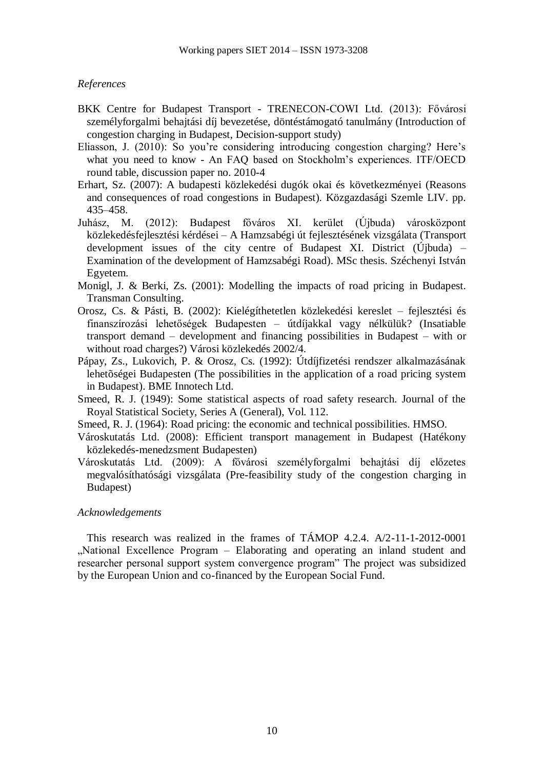*References*

BKK Centre for Budapest Transport - TRENECON-COWI Ltd. (2013): Fővárosi személyforgalmi behajtási díj bevezetése, döntéstámogató tanulmány (Introduction of congestion charging in Budapest, Decision-support study)

Eliasson, J. (2010): So you're considering introducing congestion charging? Here's what you need to know - An FAQ based on Stockholm's experiences. ITF/OECD round table, discussion paper no. 2010-4

Erhart, Sz. (2007): A budapesti közlekedési dugók okai és következményei (Reasons and consequences of road congestions in Budapest). Közgazdasági Szemle LIV. pp. 435–458.

Juhász, M. (2012): Budapest főváros XI. kerület (Újbuda) városközpont közlekedésfejlesztési kérdései – A Hamzsabégi út fejlesztésének vizsgálata (Transport development issues of the city centre of Budapest XI. District (Újbuda) – Examination of the development of Hamzsabégi Road). MSc thesis. Széchenyi István Egyetem.

Monigl, J. & Berki, Zs. (2001): Modelling the impacts of road pricing in Budapest. Transman Consulting.

Orosz, Cs. & Pásti, B. (2002): Kielégíthetetlen közlekedési kereslet – fejlesztési és finanszírozási lehetőségek Budapesten – útdíjakkal vagy nélkülük? (Insatiable transport demand – development and financing possibilities in Budapest – with or without road charges?) Városi közlekedés 2002/4.

Pápay, Zs., Lukovich, P. & Orosz, Cs. (1992): Útdíjfizetési rendszer alkalmazásának lehetõségei Budapesten (The possibilities in the application of a road pricing system in Budapest). BME Innotech Ltd.

Smeed, R. J. (1949): Some statistical aspects of road safety research. Journal of the Royal Statistical Society, Series A (General), Vol. 112.

Smeed, R. J. (1964): Road pricing: the economic and technical possibilities. HMSO.

Városkutatás Ltd. (2008): Efficient transport management in Budapest (Hatékony közlekedés-menedzsment Budapesten)

Városkutatás Ltd. (2009): A fővárosi személyforgalmi behajtási díj előzetes megvalósíthatósági vizsgálata (Pre-feasibility study of the congestion charging in Budapest)

*Acknowledgements*

This research was realized in the frames of TÁMOP 4.2.4. A/2-11-1-2012-0001 „National Excellence Program – Elaborating and operating an inland student and researcher personal support system convergence program" The project was subsidized by the European Union and co-financed by the European Social Fund.